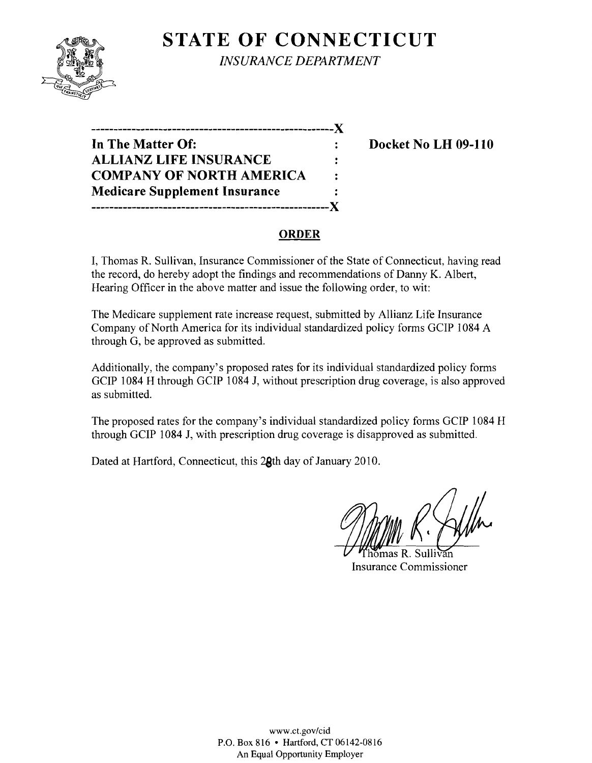# STATE OF CONNECTICUT

*INSURANCE DEPARTMENT*

---------------------------------------------------------X

**In The Matter Of:** : **Docket No LH 09-110**
**ALLIANZ LIFE INSURANCE** :
**COMPANY OF NORTH AMERICA** :
**Medicare Supplement Insurance** :

---------------------------------------------------------X

## ORDER

I, Thomas R. Sullivan, Insurance Commissioner of the State of Connecticut, having read the record, do hereby adopt the findings and recommendations of Danny K. Albert, Hearing Officer in the above matter and issue the following order, to wit:

The Medicare supplement rate increase request, submitted by Allianz Life Insurance Company of North America for its individual standardized policy forms GCIP 1084 A through G, be approved as submitted.

Additionally, the company's proposed rates for its individual standardized policy forms GCIP 1084 H through GCIP 1084 J, without prescription drug coverage, is also approved as submitted.

The proposed rates for the company's individual standardized policy forms GCIP 1084 H through GCIP 1084 J, with prescription drug coverage is disapproved as submitted.

Dated at Hartford, Connecticut, this 28th day of January 2010.

Thomas R. Sullivan
Insurance Commissioner

www.ct.gov/cid
P.O. Box 816 • Hartford, CT 06142-0816
An Equal Opportunity Employer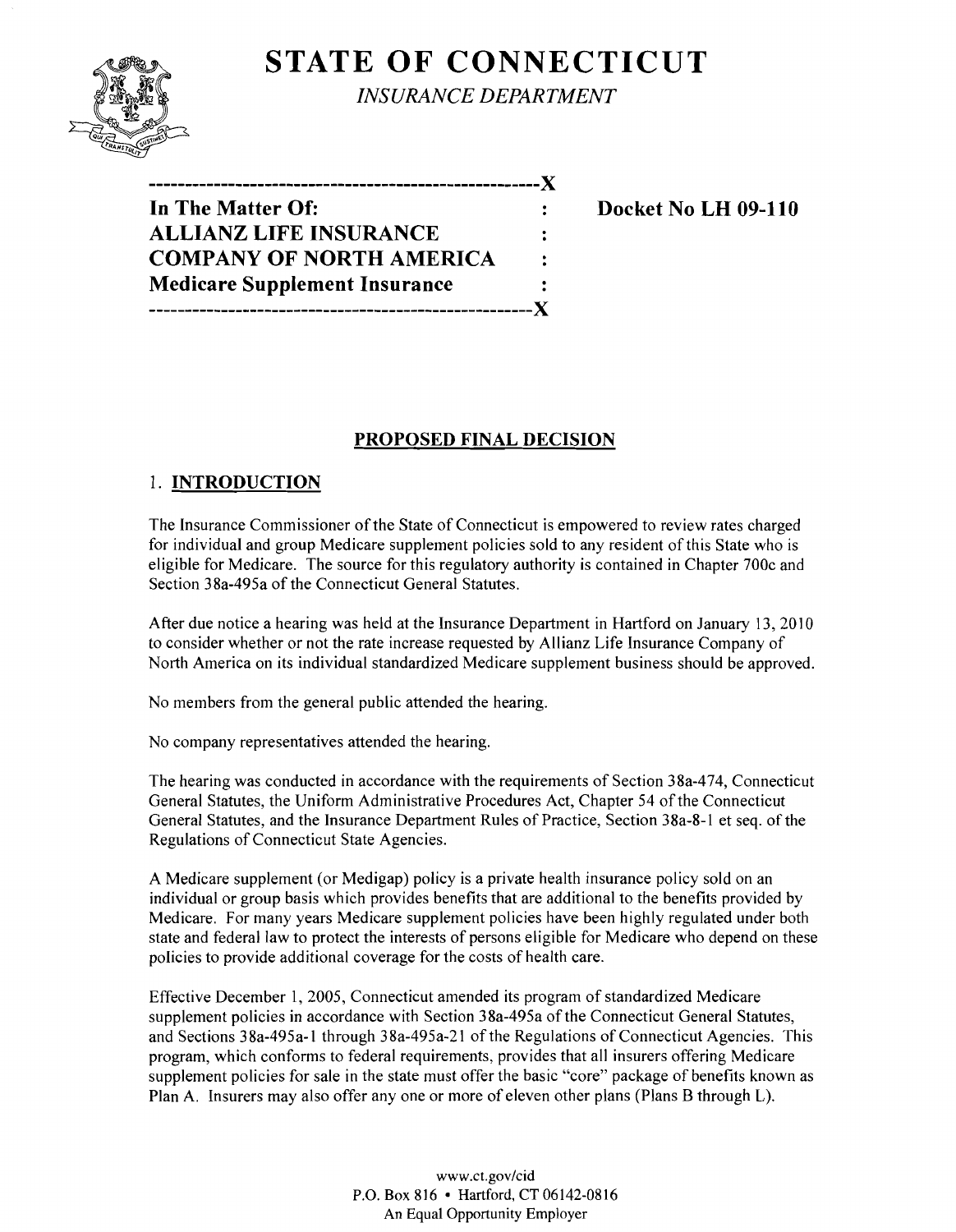# STATE OF CONNECTICUT

*INSURANCE DEPARTMENT*

---

**In The Matter Of:**
**ALLIANZ LIFE INSURANCE COMPANY OF NORTH AMERICA**
**Medicare Supplement Insurance**

---

**Docket No LH 09-110**

## PROPOSED FINAL DECISION

## 1. INTRODUCTION

The Insurance Commissioner of the State of Connecticut is empowered to review rates charged for individual and group Medicare supplement policies sold to any resident of this State who is eligible for Medicare. The source for this regulatory authority is contained in Chapter 700c and Section 38a-495a of the Connecticut General Statutes.

After due notice a hearing was held at the Insurance Department in Hartford on January 13, 2010 to consider whether or not the rate increase requested by Allianz Life Insurance Company of North America on its individual standardized Medicare supplement business should be approved.

No members from the general public attended the hearing.

No company representatives attended the hearing.

The hearing was conducted in accordance with the requirements of Section 38a-474, Connecticut General Statutes, the Uniform Administrative Procedures Act, Chapter 54 of the Connecticut General Statutes, and the Insurance Department Rules of Practice, Section 38a-8-1 et seq. of the Regulations of Connecticut State Agencies.

A Medicare supplement (or Medigap) policy is a private health insurance policy sold on an individual or group basis which provides benefits that are additional to the benefits provided by Medicare. For many years Medicare supplement policies have been highly regulated under both state and federal law to protect the interests of persons eligible for Medicare who depend on these policies to provide additional coverage for the costs of health care.

Effective December 1, 2005, Connecticut amended its program of standardized Medicare supplement policies in accordance with Section 38a-495a of the Connecticut General Statutes, and Sections 38a-495a-1 through 38a-495a-21 of the Regulations of Connecticut Agencies. This program, which conforms to federal requirements, provides that all insurers offering Medicare supplement policies for sale in the state must offer the basic "core" package of benefits known as Plan A. Insurers may also offer any one or more of eleven other plans (Plans B through L).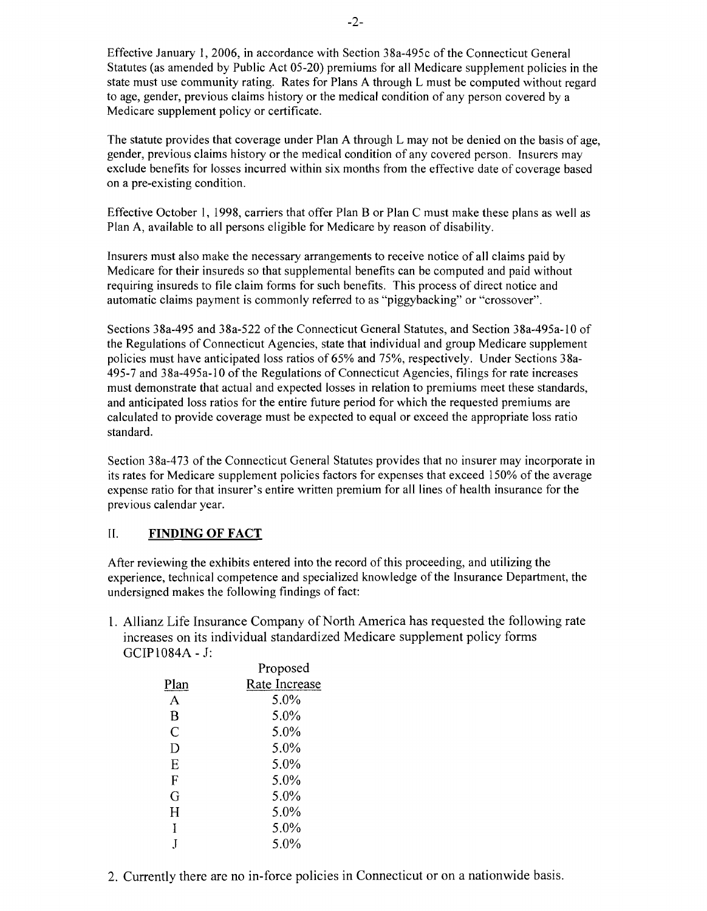Effective January 1, 2006, in accordance with Section 38a-495c of the Connecticut General Statutes (as amended by Public Act 05-20) premiums for all Medicare supplement policies in the state must use community rating. Rates for Plans A through L must be computed without regard to age, gender, previous claims history or the medical condition of any person covered by a Medicare supplement policy or certificate.

The statute provides that coverage under Plan A through L may not be denied on the basis of age, gender, previous claims history or the medical condition of any covered person. Insurers may exclude benefits for losses incurred within six months from the effective date of coverage based on a pre-existing condition.

Effective October 1, 1998, carriers that offer Plan B or Plan C must make these plans as well as Plan A, available to all persons eligible for Medicare by reason of disability.

Insurers must also make the necessary arrangements to receive notice of all claims paid by Medicare for their insureds so that supplemental benefits can be computed and paid without requiring insureds to file claim forms for such benefits. This process of direct notice and automatic claims payment is commonly referred to as "piggybacking" or "crossover".

Sections 38a-495 and 38a-522 of the Connecticut General Statutes, and Section 38a-495a-10 of the Regulations of Connecticut Agencies, state that individual and group Medicare supplement policies must have anticipated loss ratios of 65% and 75%, respectively. Under Sections 38a-495-7 and 38a-495a-10 of the Regulations of Connecticut Agencies, filings for rate increases must demonstrate that actual and expected losses in relation to premiums meet these standards, and anticipated loss ratios for the entire future period for which the requested premiums are calculated to provide coverage must be expected to equal or exceed the appropriate loss ratio standard.

Section 38a-473 of the Connecticut General Statutes provides that no insurer may incorporate in its rates for Medicare supplement policies factors for expenses that exceed 150% of the average expense ratio for that insurer's entire written premium for all lines of health insurance for the previous calendar year.

## II. FINDING OF FACT

After reviewing the exhibits entered into the record of this proceeding, and utilizing the experience, technical competence and specialized knowledge of the Insurance Department, the undersigned makes the following findings of fact:

1. Allianz Life Insurance Company of North America has requested the following rate increases on its individual standardized Medicare supplement policy forms GCIP1084A - J:

| Plan | Proposed Rate Increase |
|---|---|
| A | 5.0% |
| B | 5.0% |
| C | 5.0% |
| D | 5.0% |
| E | 5.0% |
| F | 5.0% |
| G | 5.0% |
| H | 5.0% |
| I | 5.0% |
| J | 5.0% |

2. Currently there are no in-force policies in Connecticut or on a nationwide basis.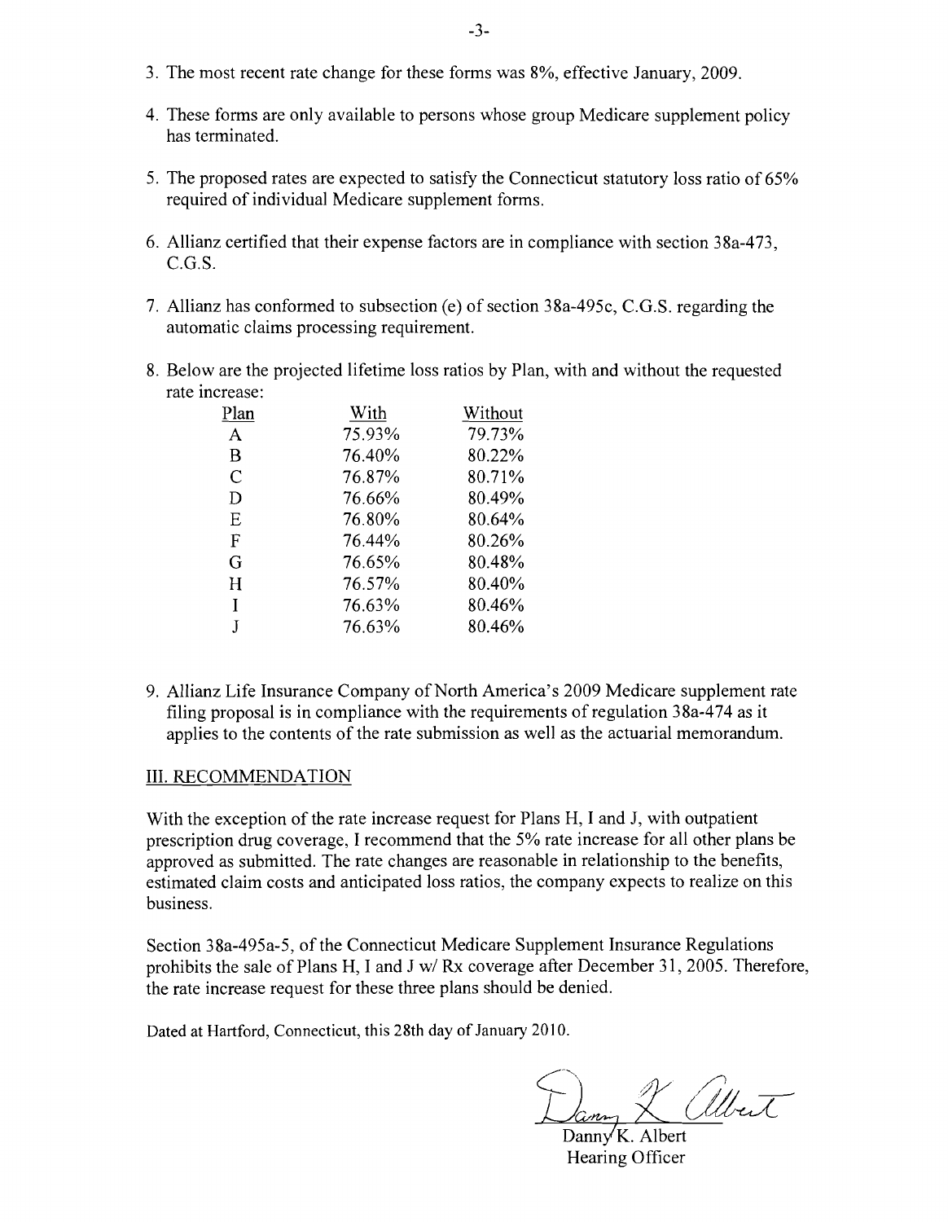3. The most recent rate change for these forms was 8%, effective January, 2009.

4. These forms are only available to persons whose group Medicare supplement policy has terminated.

5. The proposed rates are expected to satisfy the Connecticut statutory loss ratio of 65% required of individual Medicare supplement forms.

6. Allianz certified that their expense factors are in compliance with section 38a-473, C.G.S.

7. Allianz has conformed to subsection (e) of section 38a-495c, C.G.S. regarding the automatic claims processing requirement.

8. Below are the projected lifetime loss ratios by Plan, with and without the requested rate increase:

| Plan | With | Without |
|---|---|---|
| A | 75.93% | 79.73% |
| B | 76.40% | 80.22% |
| C | 76.87% | 80.71% |
| D | 76.66% | 80.49% |
| E | 76.80% | 80.64% |
| F | 76.44% | 80.26% |
| G | 76.65% | 80.48% |
| H | 76.57% | 80.40% |
| I | 76.63% | 80.46% |
| J | 76.63% | 80.46% |

9. Allianz Life Insurance Company of North America's 2009 Medicare supplement rate filing proposal is in compliance with the requirements of regulation 38a-474 as it applies to the contents of the rate submission as well as the actuarial memorandum.

## III. RECOMMENDATION

With the exception of the rate increase request for Plans H, I and J, with outpatient prescription drug coverage, I recommend that the 5% rate increase for all other plans be approved as submitted. The rate changes are reasonable in relationship to the benefits, estimated claim costs and anticipated loss ratios, the company expects to realize on this business.

Section 38a-495a-5, of the Connecticut Medicare Supplement Insurance Regulations prohibits the sale of Plans H, I and J w/ Rx coverage after December 31, 2005. Therefore, the rate increase request for these three plans should be denied.

Dated at Hartford, Connecticut, this 28th day of January 2010.

Danny K. Albert
Hearing Officer